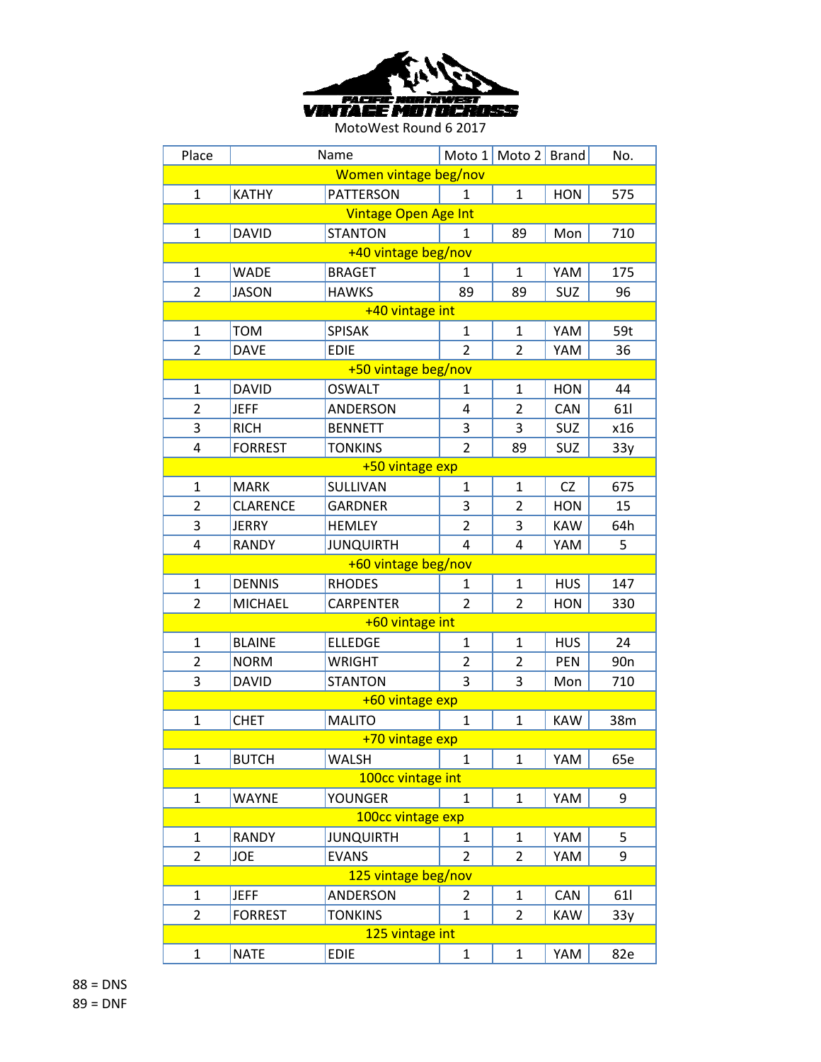PACIFIC NORTHWEST VINTAGE MOTOCROSS

MotoWest Round 6 2017

| Place | Name | | Moto 1 | Moto 2 | Brand | No. |
|---|---|---|---|---|---|---|
| Women vintage beg/nov | | | | | | |
| 1 | KATHY | PATTERSON | 1 | 1 | HON | 575 |
| Vintage Open Age Int | | | | | | |
| 1 | DAVID | STANTON | 1 | 89 | Mon | 710 |
| +40 vintage beg/nov | | | | | | |
| 1 | WADE | BRAGET | 1 | 1 | YAM | 175 |
| 2 | JASON | HAWKS | 89 | 89 | SUZ | 96 |
| +40 vintage int | | | | | | |
| 1 | TOM | SPISAK | 1 | 1 | YAM | 59t |
| 2 | DAVE | EDIE | 2 | 2 | YAM | 36 |
| +50 vintage beg/nov | | | | | | |
| 1 | DAVID | OSWALT | 1 | 1 | HON | 44 |
| 2 | JEFF | ANDERSON | 4 | 2 | CAN | 61l |
| 3 | RICH | BENNETT | 3 | 3 | SUZ | x16 |
| 4 | FORREST | TONKINS | 2 | 89 | SUZ | 33y |
| +50 vintage exp | | | | | | |
| 1 | MARK | SULLIVAN | 1 | 1 | CZ | 675 |
| 2 | CLARENCE | GARDNER | 3 | 2 | HON | 15 |
| 3 | JERRY | HEMLEY | 2 | 3 | KAW | 64h |
| 4 | RANDY | JUNQUIRTH | 4 | 4 | YAM | 5 |
| +60 vintage beg/nov | | | | | | |
| 1 | DENNIS | RHODES | 1 | 1 | HUS | 147 |
| 2 | MICHAEL | CARPENTER | 2 | 2 | HON | 330 |
| +60 vintage int | | | | | | |
| 1 | BLAINE | ELLEDGE | 1 | 1 | HUS | 24 |
| 2 | NORM | WRIGHT | 2 | 2 | PEN | 90n |
| 3 | DAVID | STANTON | 3 | 3 | Mon | 710 |
| +60 vintage exp | | | | | | |
| 1 | CHET | MALITO | 1 | 1 | KAW | 38m |
| +70 vintage exp | | | | | | |
| 1 | BUTCH | WALSH | 1 | 1 | YAM | 65e |
| 100cc vintage int | | | | | | |
| 1 | WAYNE | YOUNGER | 1 | 1 | YAM | 9 |
| 100cc vintage exp | | | | | | |
| 1 | RANDY | JUNQUIRTH | 1 | 1 | YAM | 5 |
| 2 | JOE | EVANS | 2 | 2 | YAM | 9 |
| 125 vintage beg/nov | | | | | | |
| 1 | JEFF | ANDERSON | 2 | 1 | CAN | 61l |
| 2 | FORREST | TONKINS | 1 | 2 | KAW | 33y |
| 125 vintage int | | | | | | |
| 1 | NATE | EDIE | 1 | 1 | YAM | 82e |

88 = DNS
89 = DNF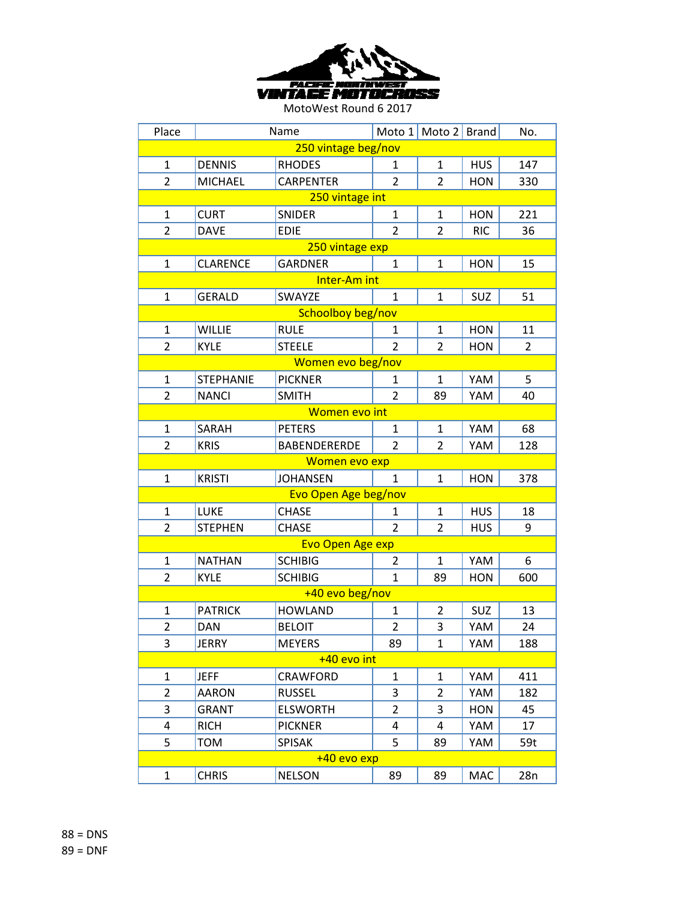MotoWest Round 6 2017

| Place | Name | | Moto 1 | Moto 2 | Brand | No. |
|---|---|---|---|---|---|---|
| 250 vintage beg/nov | | | | | | |
| 1 | DENNIS | RHODES | 1 | 1 | HUS | 147 |
| 2 | MICHAEL | CARPENTER | 2 | 2 | HON | 330 |
| 250 vintage int | | | | | | |
| 1 | CURT | SNIDER | 1 | 1 | HON | 221 |
| 2 | DAVE | EDIE | 2 | 2 | RIC | 36 |
| 250 vintage exp | | | | | | |
| 1 | CLARENCE | GARDNER | 1 | 1 | HON | 15 |
| Inter-Am int | | | | | | |
| 1 | GERALD | SWAYZE | 1 | 1 | SUZ | 51 |
| Schoolboy beg/nov | | | | | | |
| 1 | WILLIE | RULE | 1 | 1 | HON | 11 |
| 2 | KYLE | STEELE | 2 | 2 | HON | 2 |
| Women evo beg/nov | | | | | | |
| 1 | STEPHANIE | PICKNER | 1 | 1 | YAM | 5 |
| 2 | NANCI | SMITH | 2 | 89 | YAM | 40 |
| Women evo int | | | | | | |
| 1 | SARAH | PETERS | 1 | 1 | YAM | 68 |
| 2 | KRIS | BABENDERERDE | 2 | 2 | YAM | 128 |
| Women evo exp | | | | | | |
| 1 | KRISTI | JOHANSEN | 1 | 1 | HON | 378 |
| Evo Open Age beg/nov | | | | | | |
| 1 | LUKE | CHASE | 1 | 1 | HUS | 18 |
| 2 | STEPHEN | CHASE | 2 | 2 | HUS | 9 |
| Evo Open Age exp | | | | | | |
| 1 | NATHAN | SCHIBIG | 2 | 1 | YAM | 6 |
| 2 | KYLE | SCHIBIG | 1 | 89 | HON | 600 |
| +40 evo beg/nov | | | | | | |
| 1 | PATRICK | HOWLAND | 1 | 2 | SUZ | 13 |
| 2 | DAN | BELOIT | 2 | 3 | YAM | 24 |
| 3 | JERRY | MEYERS | 89 | 1 | YAM | 188 |
| +40 evo int | | | | | | |
| 1 | JEFF | CRAWFORD | 1 | 1 | YAM | 411 |
| 2 | AARON | RUSSEL | 3 | 2 | YAM | 182 |
| 3 | GRANT | ELSWORTH | 2 | 3 | HON | 45 |
| 4 | RICH | PICKNER | 4 | 4 | YAM | 17 |
| 5 | TOM | SPISAK | 5 | 89 | YAM | 59t |
| +40 evo exp | | | | | | |
| 1 | CHRIS | NELSON | 89 | 89 | MAC | 28n |

88 = DNS
89 = DNF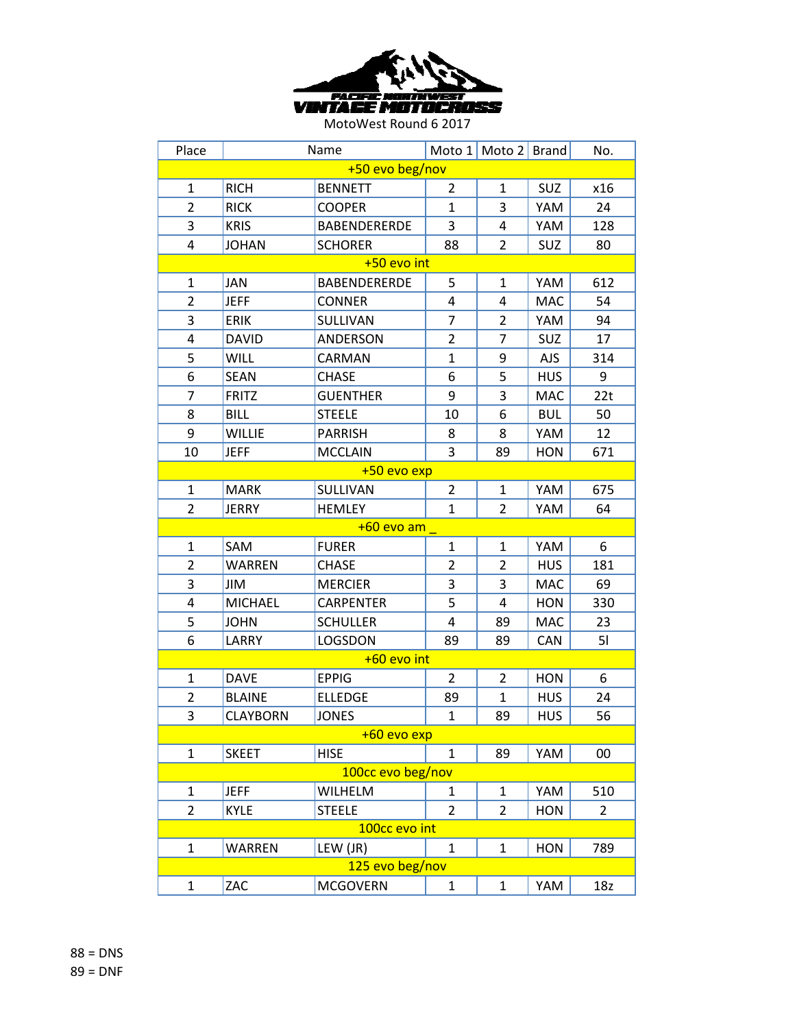PACIFIC NORTHWEST VINTAGE MOTOCROSS

MotoWest Round 6 2017

| Place | Name | | Moto 1 | Moto 2 | Brand | No. |
|---|---|---|---|---|---|---|
| +50 evo beg/nov | | | | | | |
| 1 | RICH | BENNETT | 2 | 1 | SUZ | x16 |
| 2 | RICK | COOPER | 1 | 3 | YAM | 24 |
| 3 | KRIS | BABENDERERDE | 3 | 4 | YAM | 128 |
| 4 | JOHAN | SCHORER | 88 | 2 | SUZ | 80 |
| +50 evo int | | | | | | |
| 1 | JAN | BABENDERERDE | 5 | 1 | YAM | 612 |
| 2 | JEFF | CONNER | 4 | 4 | MAC | 54 |
| 3 | ERIK | SULLIVAN | 7 | 2 | YAM | 94 |
| 4 | DAVID | ANDERSON | 2 | 7 | SUZ | 17 |
| 5 | WILL | CARMAN | 1 | 9 | AJS | 314 |
| 6 | SEAN | CHASE | 6 | 5 | HUS | 9 |
| 7 | FRITZ | GUENTHER | 9 | 3 | MAC | 22t |
| 8 | BILL | STEELE | 10 | 6 | BUL | 50 |
| 9 | WILLIE | PARRISH | 8 | 8 | YAM | 12 |
| 10 | JEFF | MCCLAIN | 3 | 89 | HON | 671 |
| +50 evo exp | | | | | | |
| 1 | MARK | SULLIVAN | 2 | 1 | YAM | 675 |
| 2 | JERRY | HEMLEY | 1 | 2 | YAM | 64 |
| +60 evo am _ | | | | | | |
| 1 | SAM | FURER | 1 | 1 | YAM | 6 |
| 2 | WARREN | CHASE | 2 | 2 | HUS | 181 |
| 3 | JIM | MERCIER | 3 | 3 | MAC | 69 |
| 4 | MICHAEL | CARPENTER | 5 | 4 | HON | 330 |
| 5 | JOHN | SCHULLER | 4 | 89 | MAC | 23 |
| 6 | LARRY | LOGSDON | 89 | 89 | CAN | 5l |
| +60 evo int | | | | | | |
| 1 | DAVE | EPPIG | 2 | 2 | HON | 6 |
| 2 | BLAINE | ELLEDGE | 89 | 1 | HUS | 24 |
| 3 | CLAYBORN | JONES | 1 | 89 | HUS | 56 |
| +60 evo exp | | | | | | |
| 1 | SKEET | HISE | 1 | 89 | YAM | 00 |
| 100cc evo beg/nov | | | | | | |
| 1 | JEFF | WILHELM | 1 | 1 | YAM | 510 |
| 2 | KYLE | STEELE | 2 | 2 | HON | 2 |
| 100cc evo int | | | | | | |
| 1 | WARREN | LEW (JR) | 1 | 1 | HON | 789 |
| 125 evo beg/nov | | | | | | |
| 1 | ZAC | MCGOVERN | 1 | 1 | YAM | 18z |

88 = DNS

89 = DNF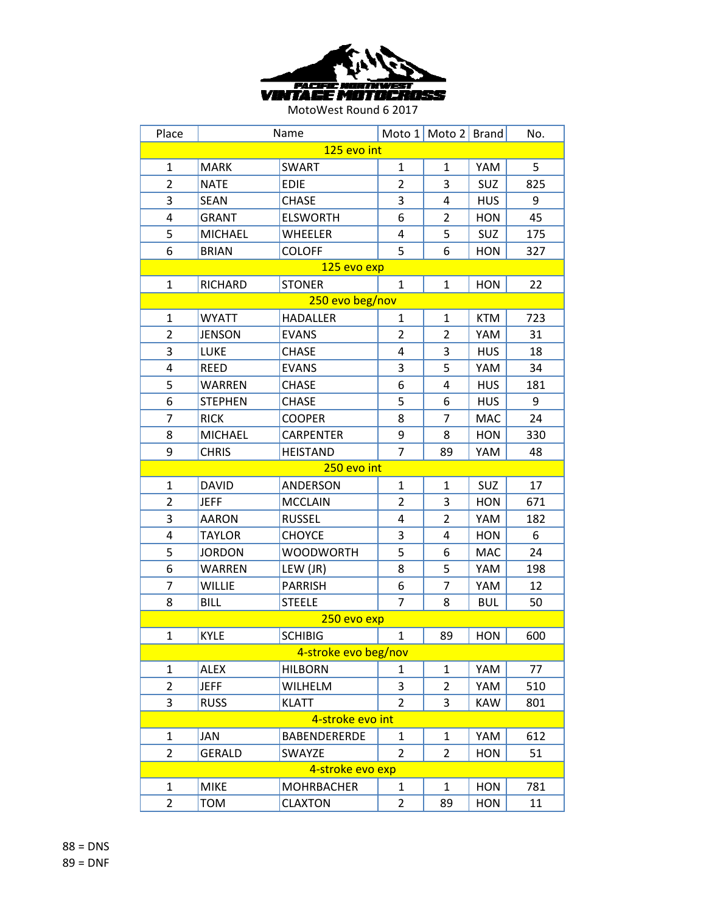PACIFIC NORTHWEST VINTAGE MOTOCROSS

MotoWest Round 6 2017

| Place | Name | | Moto 1 | Moto 2 | Brand | No. |
|---|---|---|---|---|---|---|
| | | 125 evo int | | | | |
| 1 | MARK | SWART | 1 | 1 | YAM | 5 |
| 2 | NATE | EDIE | 2 | 3 | SUZ | 825 |
| 3 | SEAN | CHASE | 3 | 4 | HUS | 9 |
| 4 | GRANT | ELSWORTH | 6 | 2 | HON | 45 |
| 5 | MICHAEL | WHEELER | 4 | 5 | SUZ | 175 |
| 6 | BRIAN | COLOFF | 5 | 6 | HON | 327 |
| | | 125 evo exp | | | | |
| 1 | RICHARD | STONER | 1 | 1 | HON | 22 |
| | | 250 evo beg/nov | | | | |
| 1 | WYATT | HADALLER | 1 | 1 | KTM | 723 |
| 2 | JENSON | EVANS | 2 | 2 | YAM | 31 |
| 3 | LUKE | CHASE | 4 | 3 | HUS | 18 |
| 4 | REED | EVANS | 3 | 5 | YAM | 34 |
| 5 | WARREN | CHASE | 6 | 4 | HUS | 181 |
| 6 | STEPHEN | CHASE | 5 | 6 | HUS | 9 |
| 7 | RICK | COOPER | 8 | 7 | MAC | 24 |
| 8 | MICHAEL | CARPENTER | 9 | 8 | HON | 330 |
| 9 | CHRIS | HEISTAND | 7 | 89 | YAM | 48 |
| | | 250 evo int | | | | |
| 1 | DAVID | ANDERSON | 1 | 1 | SUZ | 17 |
| 2 | JEFF | MCCLAIN | 2 | 3 | HON | 671 |
| 3 | AARON | RUSSEL | 4 | 2 | YAM | 182 |
| 4 | TAYLOR | CHOYCE | 3 | 4 | HON | 6 |
| 5 | JORDON | WOODWORTH | 5 | 6 | MAC | 24 |
| 6 | WARREN | LEW (JR) | 8 | 5 | YAM | 198 |
| 7 | WILLIE | PARRISH | 6 | 7 | YAM | 12 |
| 8 | BILL | STEELE | 7 | 8 | BUL | 50 |
| | | 250 evo exp | | | | |
| 1 | KYLE | SCHIBIG | 1 | 89 | HON | 600 |
| | | 4-stroke evo beg/nov | | | | |
| 1 | ALEX | HILBORN | 1 | 1 | YAM | 77 |
| 2 | JEFF | WILHELM | 3 | 2 | YAM | 510 |
| 3 | RUSS | KLATT | 2 | 3 | KAW | 801 |
| | | 4-stroke evo int | | | | |
| 1 | JAN | BABENDERERDE | 1 | 1 | YAM | 612 |
| 2 | GERALD | SWAYZE | 2 | 2 | HON | 51 |
| | | 4-stroke evo exp | | | | |
| 1 | MIKE | MOHRBACHER | 1 | 1 | HON | 781 |
| 2 | TOM | CLAXTON | 2 | 89 | HON | 11 |

88 = DNS
89 = DNF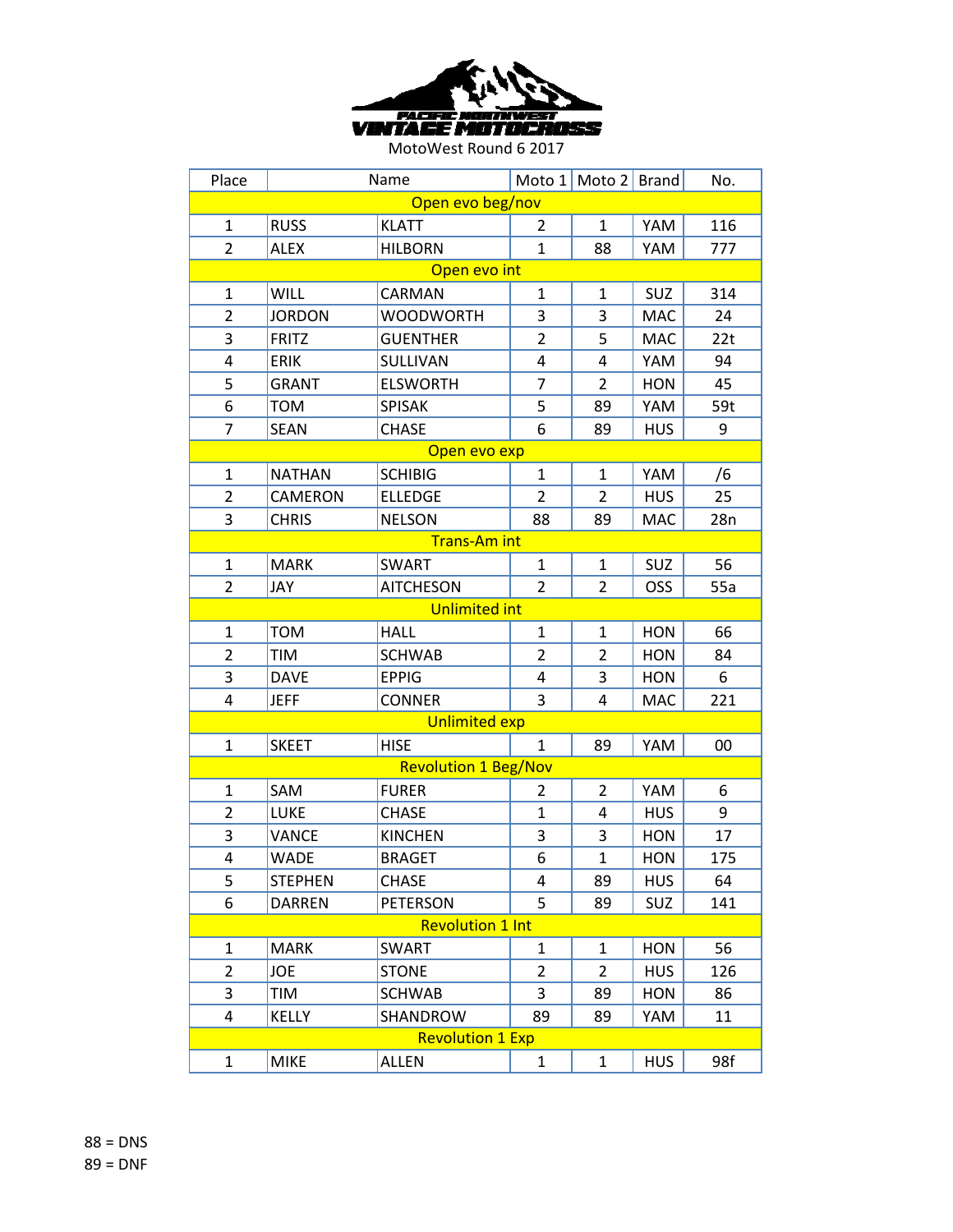PACIFIC NORTHWEST VINTAGE MOTOCROSS

MotoWest Round 6 2017

| Place | Name | | Moto 1 | Moto 2 | Brand | No. |
|---|---|---|---|---|---|---|
| Open evo beg/nov | | | | | | |
| 1 | RUSS | KLATT | 2 | 1 | YAM | 116 |
| 2 | ALEX | HILBORN | 1 | 88 | YAM | 777 |
| Open evo int | | | | | | |
| 1 | WILL | CARMAN | 1 | 1 | SUZ | 314 |
| 2 | JORDON | WOODWORTH | 3 | 3 | MAC | 24 |
| 3 | FRITZ | GUENTHER | 2 | 5 | MAC | 22t |
| 4 | ERIK | SULLIVAN | 4 | 4 | YAM | 94 |
| 5 | GRANT | ELSWORTH | 7 | 2 | HON | 45 |
| 6 | TOM | SPISAK | 5 | 89 | YAM | 59t |
| 7 | SEAN | CHASE | 6 | 89 | HUS | 9 |
| Open evo exp | | | | | | |
| 1 | NATHAN | SCHIBIG | 1 | 1 | YAM | /6 |
| 2 | CAMERON | ELLEDGE | 2 | 2 | HUS | 25 |
| 3 | CHRIS | NELSON | 88 | 89 | MAC | 28n |
| Trans-Am int | | | | | | |
| 1 | MARK | SWART | 1 | 1 | SUZ | 56 |
| 2 | JAY | AITCHESON | 2 | 2 | OSS | 55a |
| Unlimited int | | | | | | |
| 1 | TOM | HALL | 1 | 1 | HON | 66 |
| 2 | TIM | SCHWAB | 2 | 2 | HON | 84 |
| 3 | DAVE | EPPIG | 4 | 3 | HON | 6 |
| 4 | JEFF | CONNER | 3 | 4 | MAC | 221 |
| Unlimited exp | | | | | | |
| 1 | SKEET | HISE | 1 | 89 | YAM | 00 |
| Revolution 1 Beg/Nov | | | | | | |
| 1 | SAM | FURER | 2 | 2 | YAM | 6 |
| 2 | LUKE | CHASE | 1 | 4 | HUS | 9 |
| 3 | VANCE | KINCHEN | 3 | 3 | HON | 17 |
| 4 | WADE | BRAGET | 6 | 1 | HON | 175 |
| 5 | STEPHEN | CHASE | 4 | 89 | HUS | 64 |
| 6 | DARREN | PETERSON | 5 | 89 | SUZ | 141 |
| Revolution 1 Int | | | | | | |
| 1 | MARK | SWART | 1 | 1 | HON | 56 |
| 2 | JOE | STONE | 2 | 2 | HUS | 126 |
| 3 | TIM | SCHWAB | 3 | 89 | HON | 86 |
| 4 | KELLY | SHANDROW | 89 | 89 | YAM | 11 |
| Revolution 1 Exp | | | | | | |
| 1 | MIKE | ALLEN | 1 | 1 | HUS | 98f |

88 = DNS
89 = DNF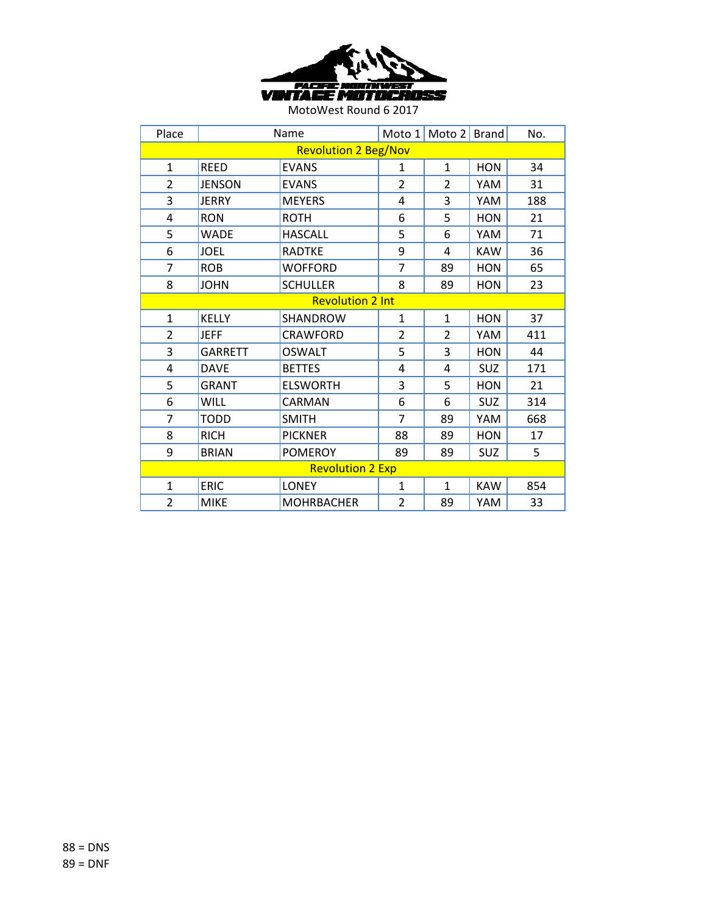PACIFIC NORTHWEST VINTAGE MOTOCROSS

MotoWest Round 6 2017

| Place | Name | | Moto 1 | Moto 2 | Brand | No. |
|---|---|---|---|---|---|---|
| Revolution 2 Beg/Nov | | | | | | |
| 1 | REED | EVANS | 1 | 1 | HON | 34 |
| 2 | JENSON | EVANS | 2 | 2 | YAM | 31 |
| 3 | JERRY | MEYERS | 4 | 3 | YAM | 188 |
| 4 | RON | ROTH | 6 | 5 | HON | 21 |
| 5 | WADE | HASCALL | 5 | 6 | YAM | 71 |
| 6 | JOEL | RADTKE | 9 | 4 | KAW | 36 |
| 7 | ROB | WOFFORD | 7 | 89 | HON | 65 |
| 8 | JOHN | SCHULLER | 8 | 89 | HON | 23 |
| Revolution 2 Int | | | | | | |
| 1 | KELLY | SHANDROW | 1 | 1 | HON | 37 |
| 2 | JEFF | CRAWFORD | 2 | 2 | YAM | 411 |
| 3 | GARRETT | OSWALT | 5 | 3 | HON | 44 |
| 4 | DAVE | BETTES | 4 | 4 | SUZ | 171 |
| 5 | GRANT | ELSWORTH | 3 | 5 | HON | 21 |
| 6 | WILL | CARMAN | 6 | 6 | SUZ | 314 |
| 7 | TODD | SMITH | 7 | 89 | YAM | 668 |
| 8 | RICH | PICKNER | 88 | 89 | HON | 17 |
| 9 | BRIAN | POMEROY | 89 | 89 | SUZ | 5 |
| Revolution 2 Exp | | | | | | |
| 1 | ERIC | LONEY | 1 | 1 | KAW | 854 |
| 2 | MIKE | MOHRBACHER | 2 | 89 | YAM | 33 |

88 = DNS

89 = DNF